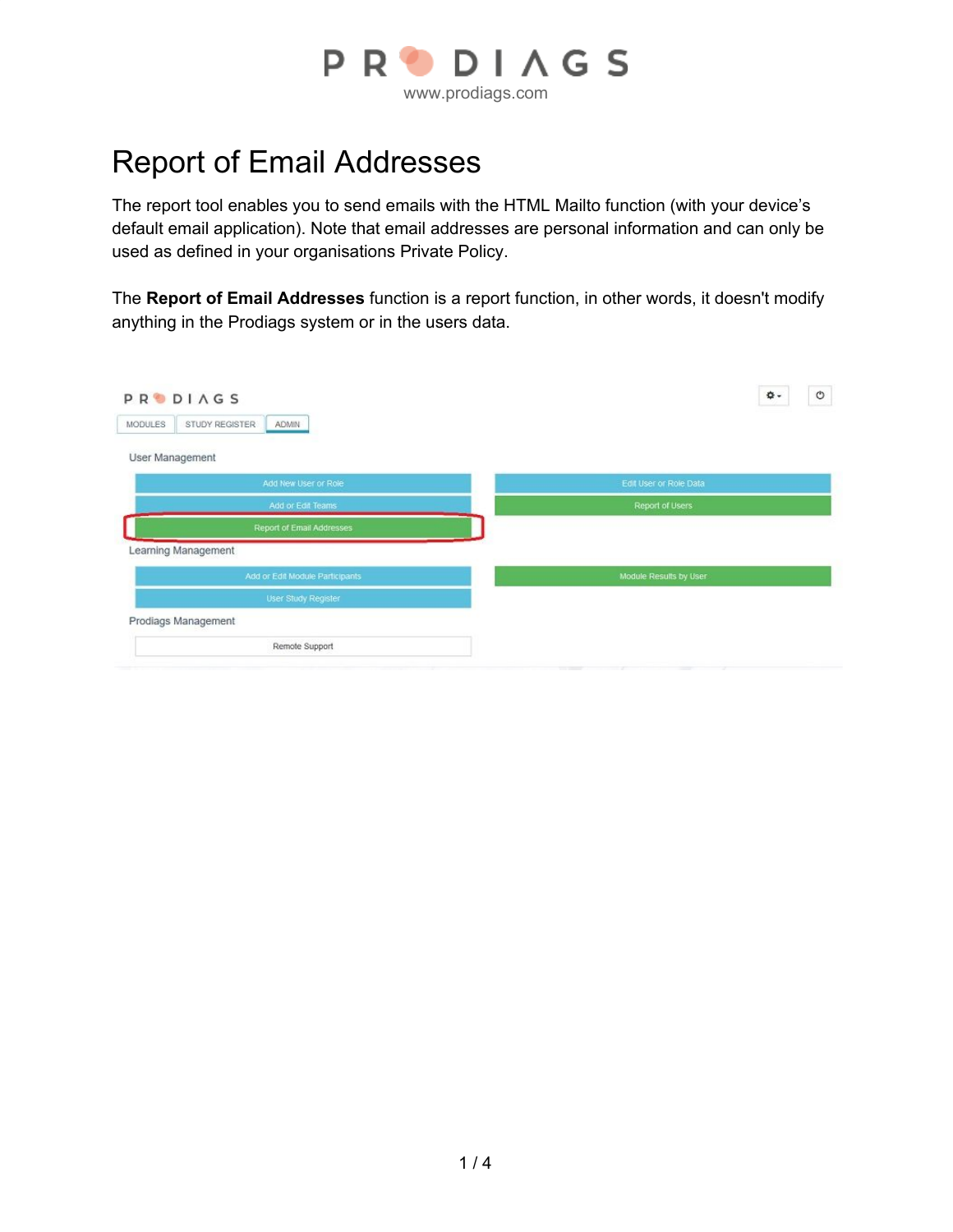# Report of Email Addresses

The report tool enables you to send emails with the HTML Mailto function (with your device's default email application). Note that email addresses are personal information and can only be used as defined in your organisations Private Policy.

The **Report of Email Addresses** function is a report function, in other words, it doesn't modify anything in the Prodiags system or in the users data.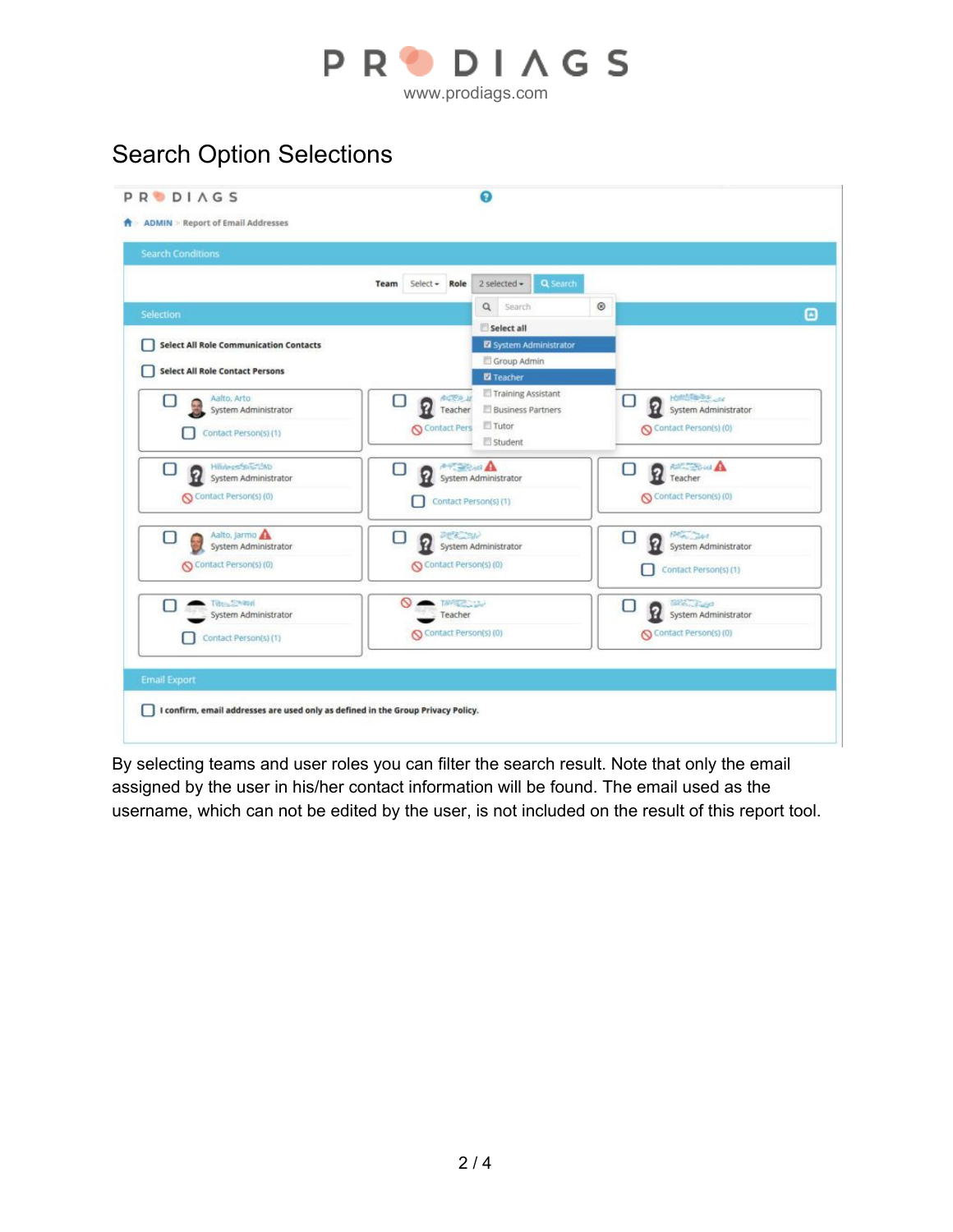# Search Option Selections

By selecting teams and user roles you can filter the search result. Note that only the email assigned by the user in his/her contact information will be found. The email used as the username, which can not be edited by the user, is not included on the result of this report tool.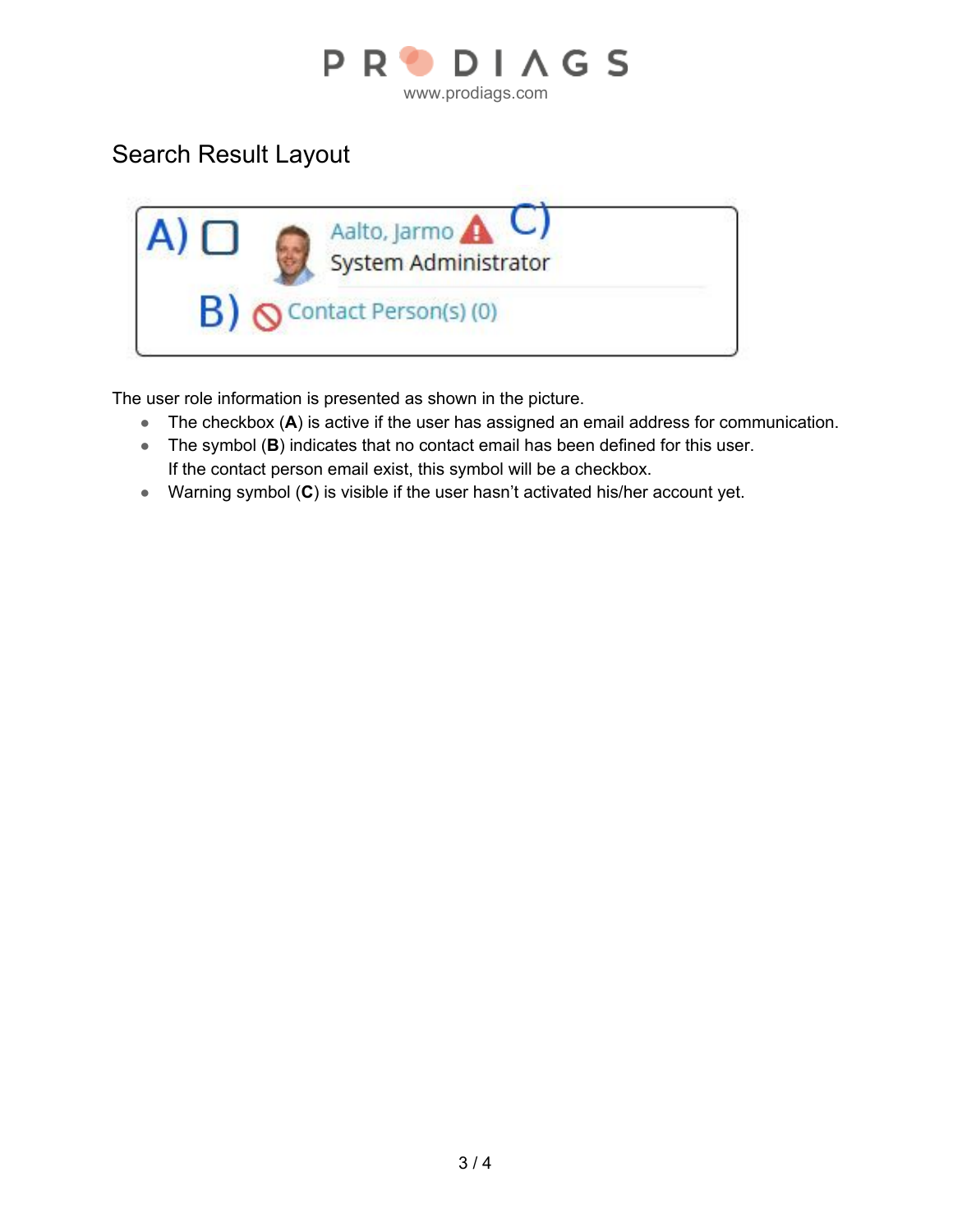## Search Result Layout

The user role information is presented as shown in the picture.

- The checkbox (**A**) is active if the user has assigned an email address for communication.
- The symbol (**B**) indicates that no contact email has been defined for this user.
  If the contact person email exist, this symbol will be a checkbox.
- Warning symbol (**C**) is visible if the user hasn't activated his/her account yet.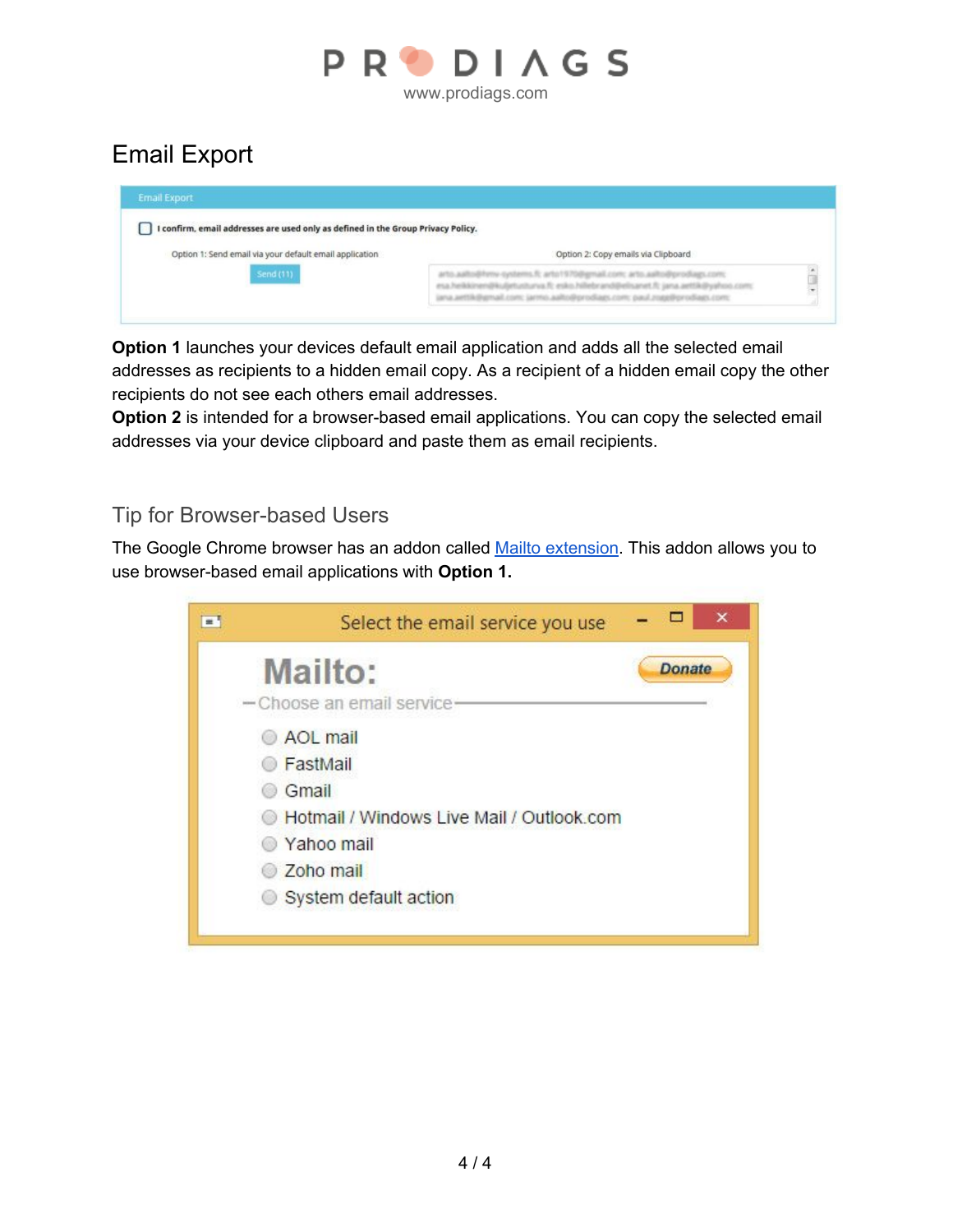# Email Export

**Option 1** launches your devices default email application and adds all the selected email addresses as recipients to a hidden email copy. As a recipient of a hidden email copy the other recipients do not see each others email addresses.
**Option 2** is intended for a browser-based email applications. You can copy the selected email addresses via your device clipboard and paste them as email recipients.

## Tip for Browser-based Users

The Google Chrome browser has an addon called Mailto extension. This addon allows you to use browser-based email applications with **Option 1.**